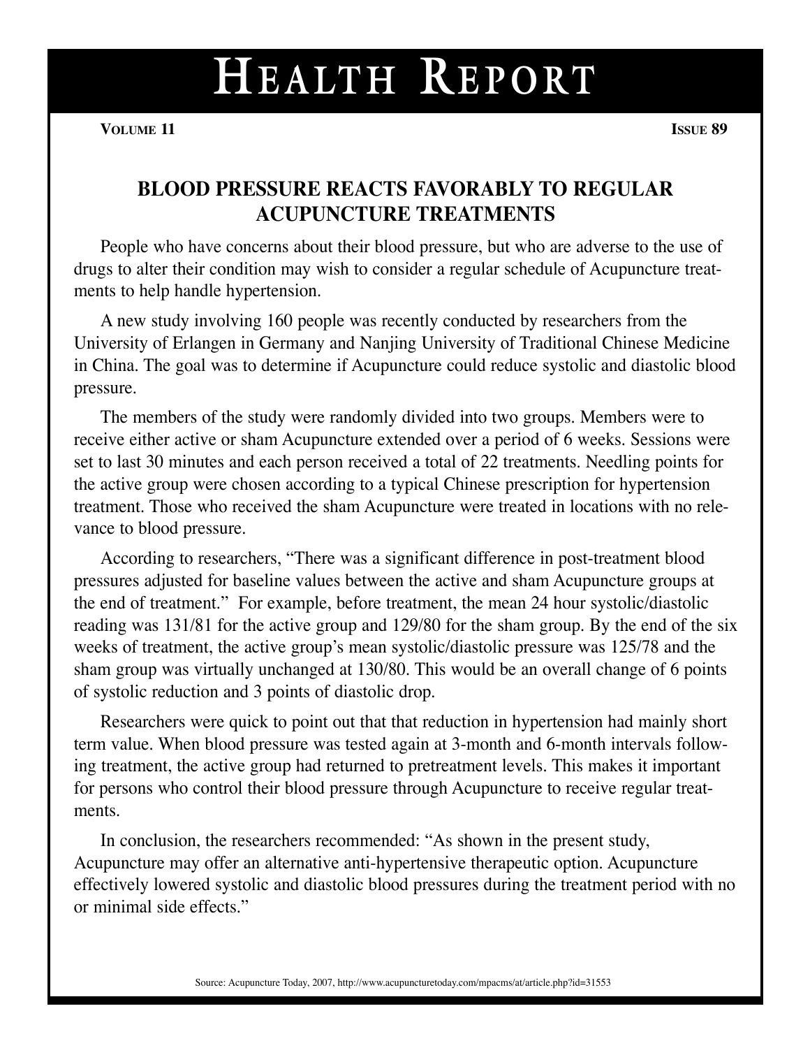# Health Report

**Volume 11** **Issue 89**

## BLOOD PRESSURE REACTS FAVORABLY TO REGULAR ACUPUNCTURE TREATMENTS

People who have concerns about their blood pressure, but who are adverse to the use of drugs to alter their condition may wish to consider a regular schedule of Acupuncture treatments to help handle hypertension.

A new study involving 160 people was recently conducted by researchers from the University of Erlangen in Germany and Nanjing University of Traditional Chinese Medicine in China. The goal was to determine if Acupuncture could reduce systolic and diastolic blood pressure.

The members of the study were randomly divided into two groups. Members were to receive either active or sham Acupuncture extended over a period of 6 weeks. Sessions were set to last 30 minutes and each person received a total of 22 treatments. Needling points for the active group were chosen according to a typical Chinese prescription for hypertension treatment. Those who received the sham Acupuncture were treated in locations with no relevance to blood pressure.

According to researchers, "There was a significant difference in post-treatment blood pressures adjusted for baseline values between the active and sham Acupuncture groups at the end of treatment." For example, before treatment, the mean 24 hour systolic/diastolic reading was 131/81 for the active group and 129/80 for the sham group. By the end of the six weeks of treatment, the active group's mean systolic/diastolic pressure was 125/78 and the sham group was virtually unchanged at 130/80. This would be an overall change of 6 points of systolic reduction and 3 points of diastolic drop.

Researchers were quick to point out that that reduction in hypertension had mainly short term value. When blood pressure was tested again at 3-month and 6-month intervals following treatment, the active group had returned to pretreatment levels. This makes it important for persons who control their blood pressure through Acupuncture to receive regular treatments.

In conclusion, the researchers recommended: "As shown in the present study, Acupuncture may offer an alternative anti-hypertensive therapeutic option. Acupuncture effectively lowered systolic and diastolic blood pressures during the treatment period with no or minimal side effects."

Source: Acupuncture Today, 2007, http://www.acupuncturetoday.com/mpacms/at/article.php?id=31553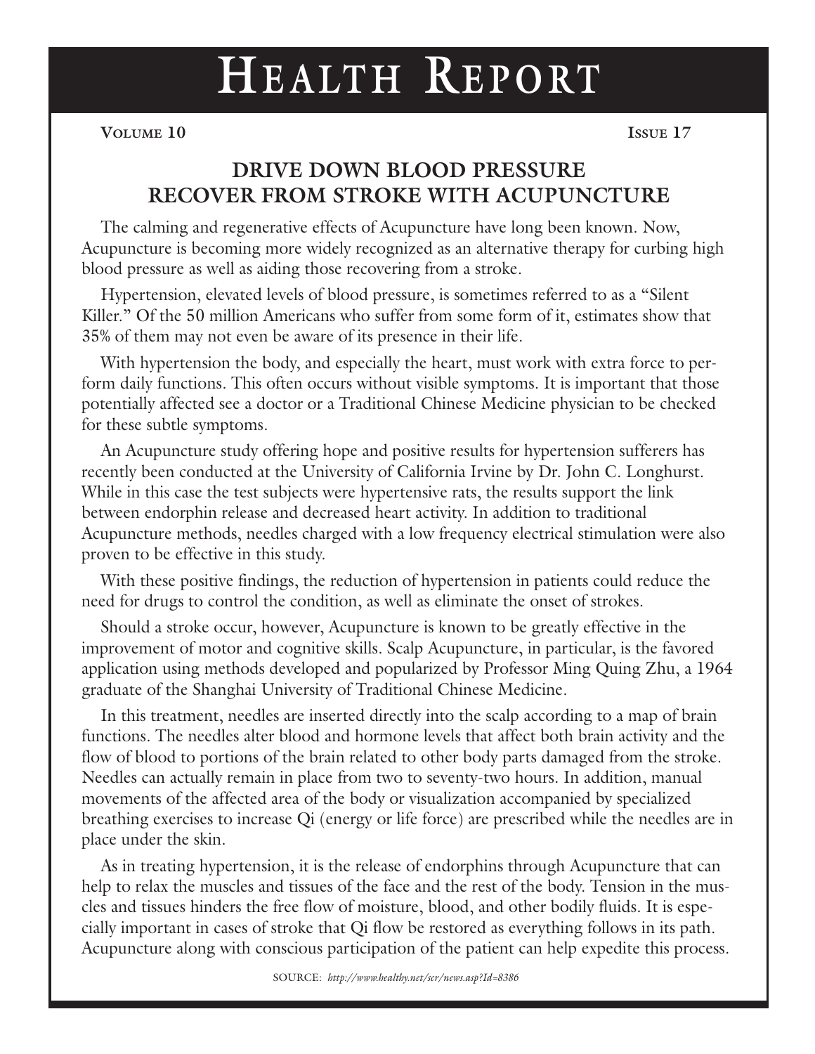# Health Report

**Volume 10** **Issue 17**

## DRIVE DOWN BLOOD PRESSURE RECOVER FROM STROKE WITH ACUPUNCTURE

The calming and regenerative effects of Acupuncture have long been known. Now, Acupuncture is becoming more widely recognized as an alternative therapy for curbing high blood pressure as well as aiding those recovering from a stroke.

Hypertension, elevated levels of blood pressure, is sometimes referred to as a "Silent Killer." Of the 50 million Americans who suffer from some form of it, estimates show that 35% of them may not even be aware of its presence in their life.

With hypertension the body, and especially the heart, must work with extra force to perform daily functions. This often occurs without visible symptoms. It is important that those potentially affected see a doctor or a Traditional Chinese Medicine physician to be checked for these subtle symptoms.

An Acupuncture study offering hope and positive results for hypertension sufferers has recently been conducted at the University of California Irvine by Dr. John C. Longhurst. While in this case the test subjects were hypertensive rats, the results support the link between endorphin release and decreased heart activity. In addition to traditional Acupuncture methods, needles charged with a low frequency electrical stimulation were also proven to be effective in this study.

With these positive findings, the reduction of hypertension in patients could reduce the need for drugs to control the condition, as well as eliminate the onset of strokes.

Should a stroke occur, however, Acupuncture is known to be greatly effective in the improvement of motor and cognitive skills. Scalp Acupuncture, in particular, is the favored application using methods developed and popularized by Professor Ming Quing Zhu, a 1964 graduate of the Shanghai University of Traditional Chinese Medicine.

In this treatment, needles are inserted directly into the scalp according to a map of brain functions. The needles alter blood and hormone levels that affect both brain activity and the flow of blood to portions of the brain related to other body parts damaged from the stroke. Needles can actually remain in place from two to seventy-two hours. In addition, manual movements of the affected area of the body or visualization accompanied by specialized breathing exercises to increase Qi (energy or life force) are prescribed while the needles are in place under the skin.

As in treating hypertension, it is the release of endorphins through Acupuncture that can help to relax the muscles and tissues of the face and the rest of the body. Tension in the muscles and tissues hinders the free flow of moisture, blood, and other bodily fluids. It is especially important in cases of stroke that Qi flow be restored as everything follows in its path. Acupuncture along with conscious participation of the patient can help expedite this process.

SOURCE: *http://www.healthy.net/scr/news.asp?Id=8386*